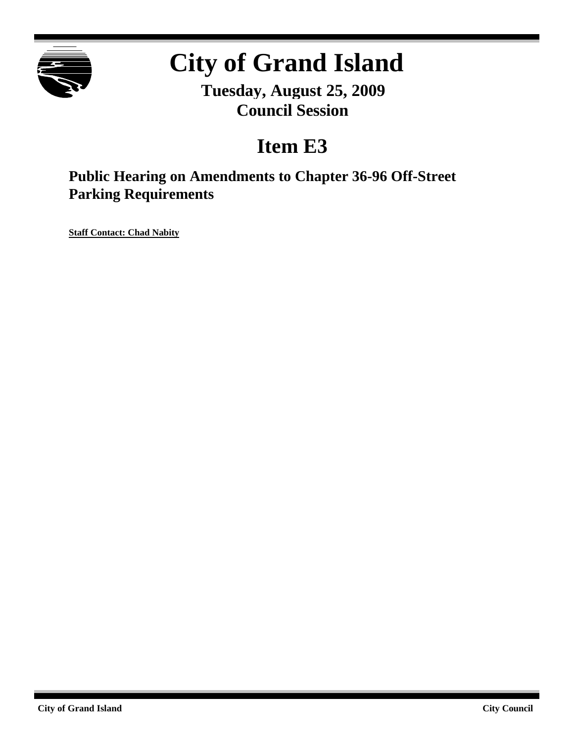# City of Grand Island

**Tuesday, August 25, 2009**
**Council Session**

# Item E3

## Public Hearing on Amendments to Chapter 36-96 Off-Street Parking Requirements

**Staff Contact: Chad Nabity**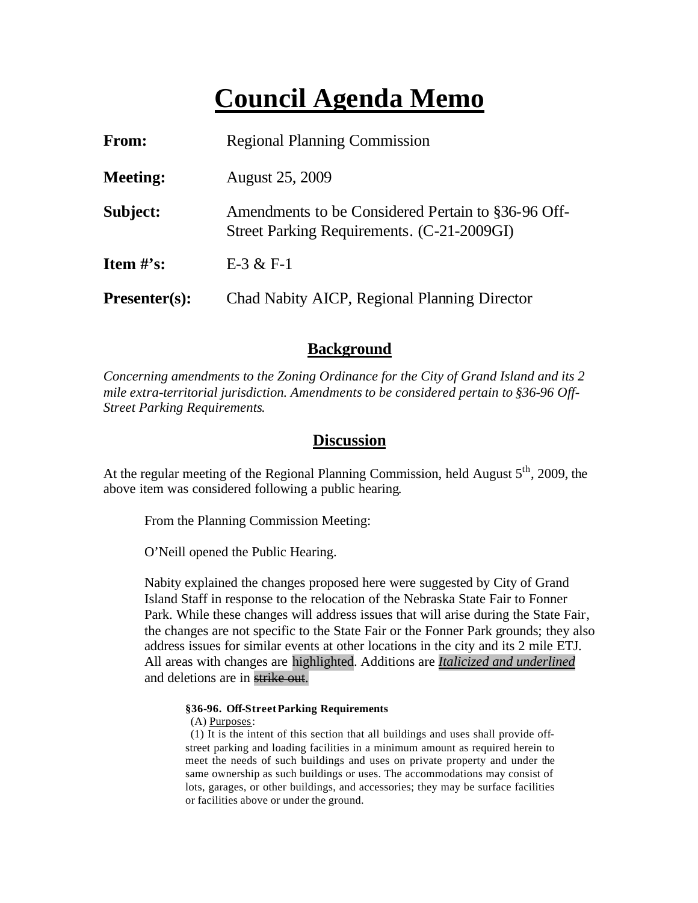# Council Agenda Memo

| | |
|---|---|
| **From:** | Regional Planning Commission |
| **Meeting:** | August 25, 2009 |
| **Subject:** | Amendments to be Considered Pertain to §36-96 Off-Street Parking Requirements. (C-21-2009GI) |
| **Item #'s:** | E-3 & F-1 |
| **Presenter(s):** | Chad Nabity AICP, Regional Planning Director |

## Background

*Concerning amendments to the Zoning Ordinance for the City of Grand Island and its 2 mile extra-territorial jurisdiction. Amendments to be considered pertain to §36-96 Off-Street Parking Requirements.*

## Discussion

At the regular meeting of the Regional Planning Commission, held August 5th, 2009, the above item was considered following a public hearing.

From the Planning Commission Meeting:

O'Neill opened the Public Hearing.

Nabity explained the changes proposed here were suggested by City of Grand Island Staff in response to the relocation of the Nebraska State Fair to Fonner Park. While these changes will address issues that will arise during the State Fair, the changes are not specific to the State Fair or the Fonner Park grounds; they also address issues for similar events at other locations in the city and its 2 mile ETJ. All areas with changes are highlighted. Additions are ***<u>Italicized and underlined</u>*** and deletions are in ~~strike out~~.

**§36-96. Off-Street Parking Requirements**

(A) <u>Purposes</u>:

(1) It is the intent of this section that all buildings and uses shall provide off-street parking and loading facilities in a minimum amount as required herein to meet the needs of such buildings and uses on private property and under the same ownership as such buildings or uses. The accommodations may consist of lots, garages, or other buildings, and accessories; they may be surface facilities or facilities above or under the ground.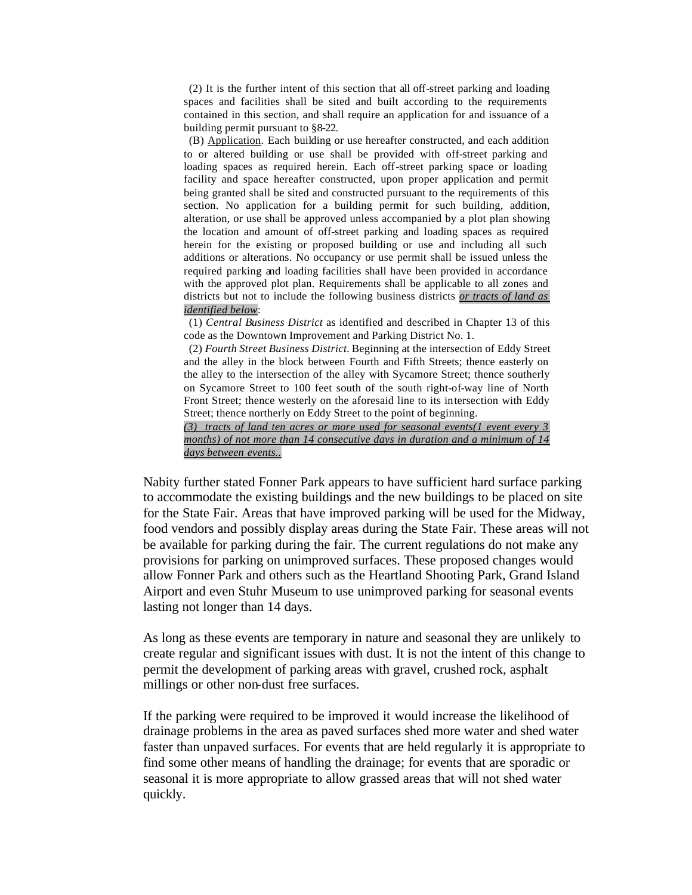(2) It is the further intent of this section that all off-street parking and loading spaces and facilities shall be sited and built according to the requirements contained in this section, and shall require an application for and issuance of a building permit pursuant to §8-22.

(B) Application. Each building or use hereafter constructed, and each addition to or altered building or use shall be provided with off-street parking and loading spaces as required herein. Each off-street parking space or loading facility and space hereafter constructed, upon proper application and permit being granted shall be sited and constructed pursuant to the requirements of this section. No application for a building permit for such building, addition, alteration, or use shall be approved unless accompanied by a plot plan showing the location and amount of off-street parking and loading spaces as required herein for the existing or proposed building or use and including all such additions or alterations. No occupancy or use permit shall be issued unless the required parking and loading facilities shall have been provided in accordance with the approved plot plan. Requirements shall be applicable to all zones and districts but not to include the following business districts ***or tracts of land as identified below***:

(1) *Central Business District* as identified and described in Chapter 13 of this code as the Downtown Improvement and Parking District No. 1.

(2) *Fourth Street Business District.* Beginning at the intersection of Eddy Street and the alley in the block between Fourth and Fifth Streets; thence easterly on the alley to the intersection of the alley with Sycamore Street; thence southerly on Sycamore Street to 100 feet south of the south right-of-way line of North Front Street; thence westerly on the aforesaid line to its intersection with Eddy Street; thence northerly on Eddy Street to the point of beginning.

*(3) tracts of land ten acres or more used for seasonal events(1 event every 3 months) of not more than 14 consecutive days in duration and a minimum of 14 days between events..*

Nabity further stated Fonner Park appears to have sufficient hard surface parking to accommodate the existing buildings and the new buildings to be placed on site for the State Fair. Areas that have improved parking will be used for the Midway, food vendors and possibly display areas during the State Fair. These areas will not be available for parking during the fair. The current regulations do not make any provisions for parking on unimproved surfaces. These proposed changes would allow Fonner Park and others such as the Heartland Shooting Park, Grand Island Airport and even Stuhr Museum to use unimproved parking for seasonal events lasting not longer than 14 days.

As long as these events are temporary in nature and seasonal they are unlikely to create regular and significant issues with dust. It is not the intent of this change to permit the development of parking areas with gravel, crushed rock, asphalt millings or other non-dust free surfaces.

If the parking were required to be improved it would increase the likelihood of drainage problems in the area as paved surfaces shed more water and shed water faster than unpaved surfaces. For events that are held regularly it is appropriate to find some other means of handling the drainage; for events that are sporadic or seasonal it is more appropriate to allow grassed areas that will not shed water quickly.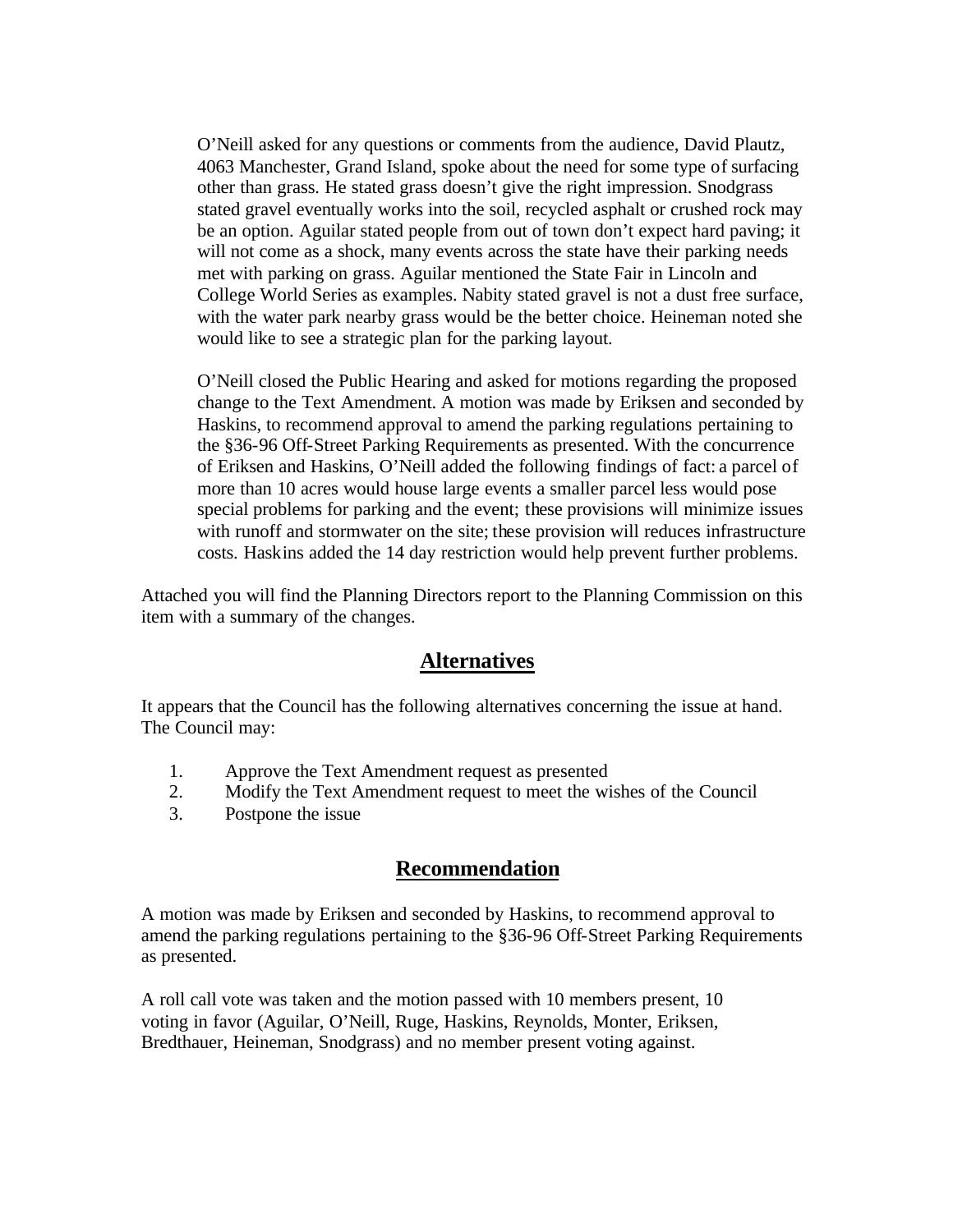O'Neill asked for any questions or comments from the audience, David Plautz, 4063 Manchester, Grand Island, spoke about the need for some type of surfacing other than grass. He stated grass doesn't give the right impression. Snodgrass stated gravel eventually works into the soil, recycled asphalt or crushed rock may be an option. Aguilar stated people from out of town don't expect hard paving; it will not come as a shock, many events across the state have their parking needs met with parking on grass. Aguilar mentioned the State Fair in Lincoln and College World Series as examples. Nabity stated gravel is not a dust free surface, with the water park nearby grass would be the better choice. Heineman noted she would like to see a strategic plan for the parking layout.

O'Neill closed the Public Hearing and asked for motions regarding the proposed change to the Text Amendment. A motion was made by Eriksen and seconded by Haskins, to recommend approval to amend the parking regulations pertaining to the §36-96 Off-Street Parking Requirements as presented. With the concurrence of Eriksen and Haskins, O'Neill added the following findings of fact: a parcel of more than 10 acres would house large events a smaller parcel less would pose special problems for parking and the event; these provisions will minimize issues with runoff and stormwater on the site; these provision will reduces infrastructure costs. Haskins added the 14 day restriction would help prevent further problems.

Attached you will find the Planning Directors report to the Planning Commission on this item with a summary of the changes.

## Alternatives

It appears that the Council has the following alternatives concerning the issue at hand. The Council may:

1. Approve the Text Amendment request as presented
2. Modify the Text Amendment request to meet the wishes of the Council
3. Postpone the issue

## Recommendation

A motion was made by Eriksen and seconded by Haskins, to recommend approval to amend the parking regulations pertaining to the §36-96 Off-Street Parking Requirements as presented.

A roll call vote was taken and the motion passed with 10 members present, 10 voting in favor (Aguilar, O'Neill, Ruge, Haskins, Reynolds, Monter, Eriksen, Bredthauer, Heineman, Snodgrass) and no member present voting against.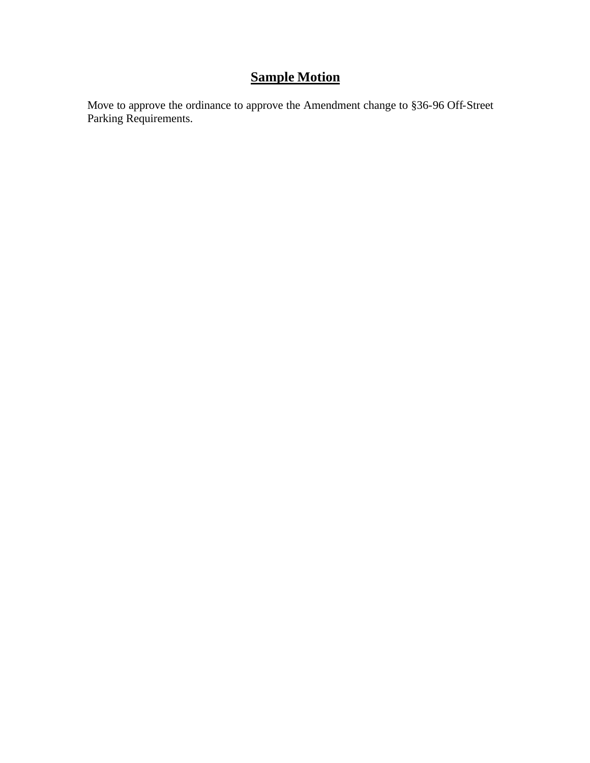# **Sample Motion**

Move to approve the ordinance to approve the Amendment change to §36-96 Off-Street Parking Requirements.